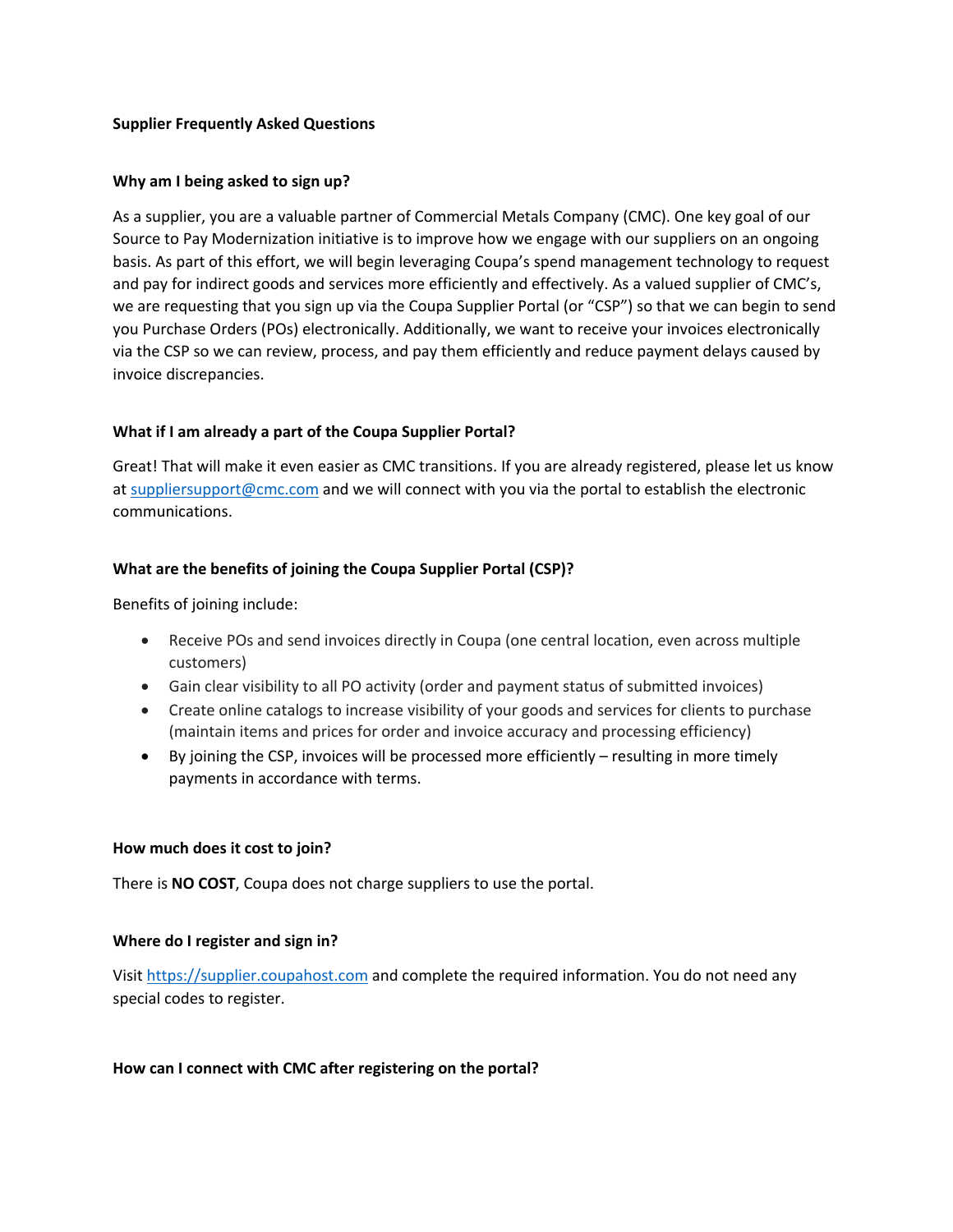# Supplier Frequently Asked Questions

### Why am I being asked to sign up?

As a supplier, you are a valuable partner of Commercial Metals Company (CMC). One key goal of our Source to Pay Modernization initiative is to improve how we engage with our suppliers on an ongoing basis. As part of this effort, we will begin leveraging Coupa's spend management technology to request and pay for indirect goods and services more efficiently and effectively. As a valued supplier of CMC's, we are requesting that you sign up via the Coupa Supplier Portal (or "CSP") so that we can begin to send you Purchase Orders (POs) electronically. Additionally, we want to receive your invoices electronically via the CSP so we can review, process, and pay them efficiently and reduce payment delays caused by invoice discrepancies.

### What if I am already a part of the Coupa Supplier Portal?

Great! That will make it even easier as CMC transitions. If you are already registered, please let us know at [suppliersupport@cmc.com](mailto:suppliersupport@cmc.com) and we will connect with you via the portal to establish the electronic communications.

### What are the benefits of joining the Coupa Supplier Portal (CSP)?

Benefits of joining include:

- Receive POs and send invoices directly in Coupa (one central location, even across multiple customers)
- Gain clear visibility to all PO activity (order and payment status of submitted invoices)
- Create online catalogs to increase visibility of your goods and services for clients to purchase (maintain items and prices for order and invoice accuracy and processing efficiency)
- By joining the CSP, invoices will be processed more efficiently – resulting in more timely payments in accordance with terms.

### How much does it cost to join?

There is **NO COST**, Coupa does not charge suppliers to use the portal.

### Where do I register and sign in?

Visit [https://supplier.coupahost.com](https://supplier.coupahost.com) and complete the required information. You do not need any special codes to register.

### How can I connect with CMC after registering on the portal?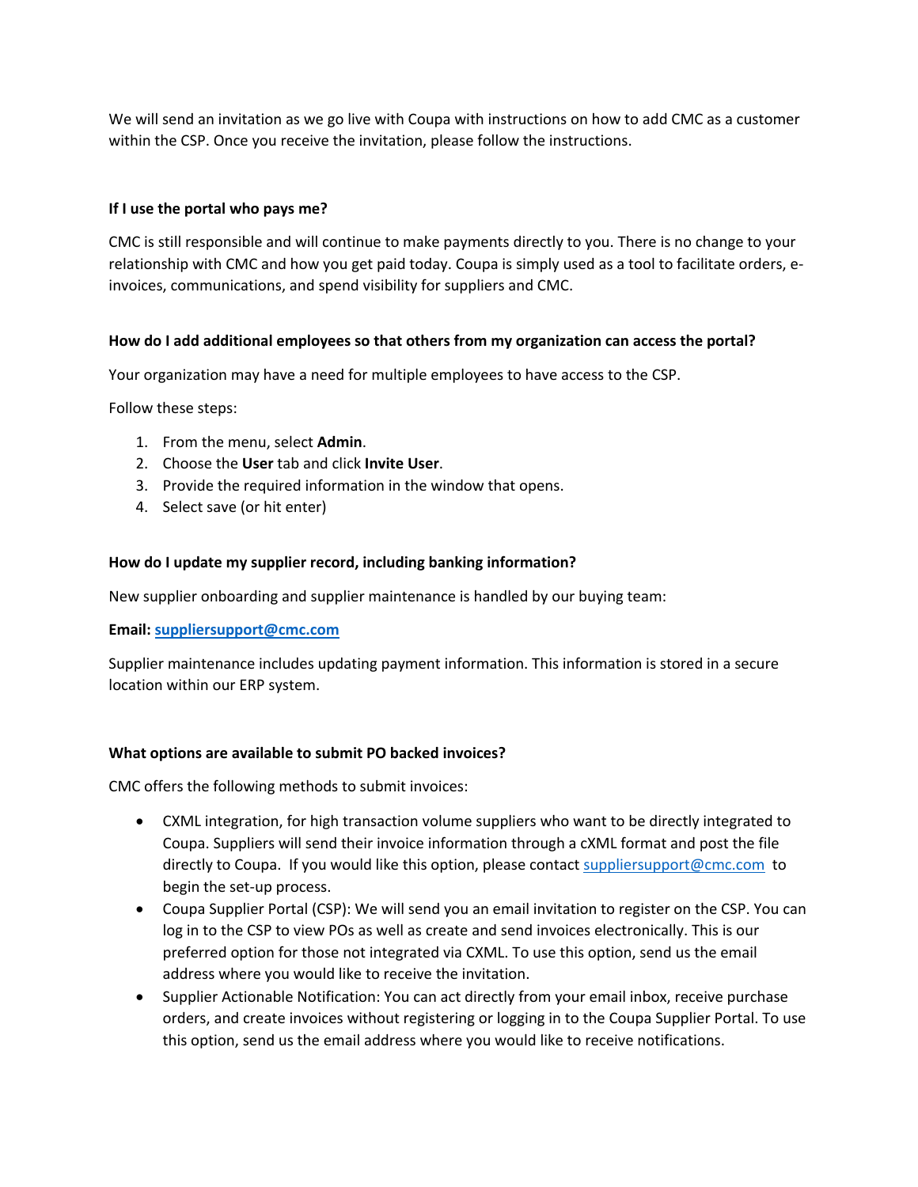We will send an invitation as we go live with Coupa with instructions on how to add CMC as a customer within the CSP. Once you receive the invitation, please follow the instructions.

**If I use the portal who pays me?**

CMC is still responsible and will continue to make payments directly to you. There is no change to your relationship with CMC and how you get paid today. Coupa is simply used as a tool to facilitate orders, e-invoices, communications, and spend visibility for suppliers and CMC.

**How do I add additional employees so that others from my organization can access the portal?**

Your organization may have a need for multiple employees to have access to the CSP.

Follow these steps:

1. From the menu, select **Admin**.
2. Choose the **User** tab and click **Invite User**.
3. Provide the required information in the window that opens.
4. Select save (or hit enter)

**How do I update my supplier record, including banking information?**

New supplier onboarding and supplier maintenance is handled by our buying team:

**Email: suppliersupport@cmc.com**

Supplier maintenance includes updating payment information. This information is stored in a secure location within our ERP system.

**What options are available to submit PO backed invoices?**

CMC offers the following methods to submit invoices:

- CXML integration, for high transaction volume suppliers who want to be directly integrated to Coupa. Suppliers will send their invoice information through a cXML format and post the file directly to Coupa. If you would like this option, please contact suppliersupport@cmc.com to begin the set-up process.
- Coupa Supplier Portal (CSP): We will send you an email invitation to register on the CSP. You can log in to the CSP to view POs as well as create and send invoices electronically. This is our preferred option for those not integrated via CXML. To use this option, send us the email address where you would like to receive the invitation.
- Supplier Actionable Notification: You can act directly from your email inbox, receive purchase orders, and create invoices without registering or logging in to the Coupa Supplier Portal. To use this option, send us the email address where you would like to receive notifications.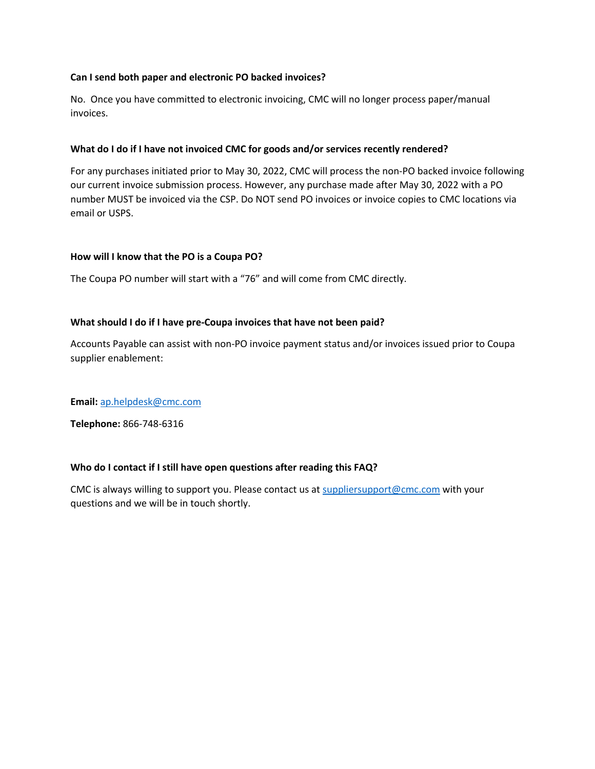**Can I send both paper and electronic PO backed invoices?**

No. Once you have committed to electronic invoicing, CMC will no longer process paper/manual invoices.

**What do I do if I have not invoiced CMC for goods and/or services recently rendered?**

For any purchases initiated prior to May 30, 2022, CMC will process the non-PO backed invoice following our current invoice submission process. However, any purchase made after May 30, 2022 with a PO number MUST be invoiced via the CSP. Do NOT send PO invoices or invoice copies to CMC locations via email or USPS.

**How will I know that the PO is a Coupa PO?**

The Coupa PO number will start with a "76" and will come from CMC directly.

**What should I do if I have pre-Coupa invoices that have not been paid?**

Accounts Payable can assist with non-PO invoice payment status and/or invoices issued prior to Coupa supplier enablement:

**Email:** ap.helpdesk@cmc.com

**Telephone:** 866-748-6316

**Who do I contact if I still have open questions after reading this FAQ?**

CMC is always willing to support you. Please contact us at suppliersupport@cmc.com with your questions and we will be in touch shortly.